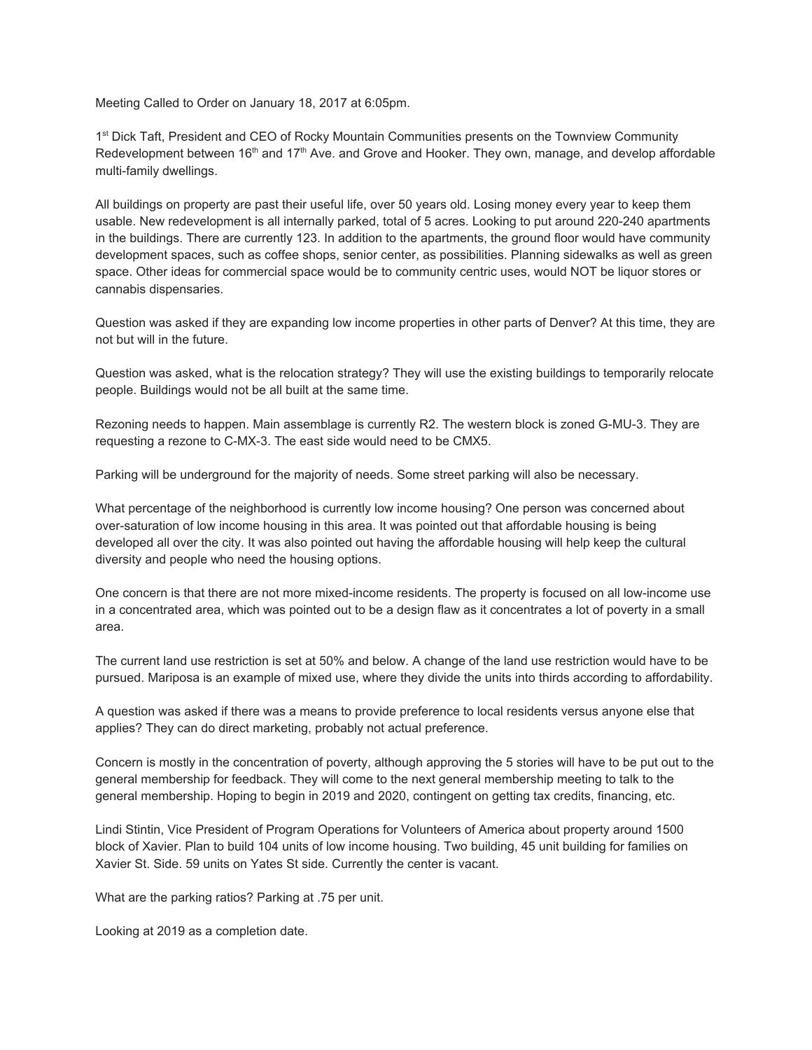Meeting Called to Order on January 18, 2017 at 6:05pm.

1st Dick Taft, President and CEO of Rocky Mountain Communities presents on the Townview Community Redevelopment between 16th and 17th Ave. and Grove and Hooker. They own, manage, and develop affordable multi-family dwellings.

All buildings on property are past their useful life, over 50 years old. Losing money every year to keep them usable. New redevelopment is all internally parked, total of 5 acres. Looking to put around 220-240 apartments in the buildings. There are currently 123. In addition to the apartments, the ground floor would have community development spaces, such as coffee shops, senior center, as possibilities. Planning sidewalks as well as green space. Other ideas for commercial space would be to community centric uses, would NOT be liquor stores or cannabis dispensaries.

Question was asked if they are expanding low income properties in other parts of Denver? At this time, they are not but will in the future.

Question was asked, what is the relocation strategy? They will use the existing buildings to temporarily relocate people. Buildings would not be all built at the same time.

Rezoning needs to happen. Main assemblage is currently R2. The western block is zoned G-MU-3. They are requesting a rezone to C-MX-3. The east side would need to be CMX5.

Parking will be underground for the majority of needs. Some street parking will also be necessary.

What percentage of the neighborhood is currently low income housing? One person was concerned about over-saturation of low income housing in this area. It was pointed out that affordable housing is being developed all over the city. It was also pointed out having the affordable housing will help keep the cultural diversity and people who need the housing options.

One concern is that there are not more mixed-income residents. The property is focused on all low-income use in a concentrated area, which was pointed out to be a design flaw as it concentrates a lot of poverty in a small area.

The current land use restriction is set at 50% and below. A change of the land use restriction would have to be pursued. Mariposa is an example of mixed use, where they divide the units into thirds according to affordability.

A question was asked if there was a means to provide preference to local residents versus anyone else that applies? They can do direct marketing, probably not actual preference.

Concern is mostly in the concentration of poverty, although approving the 5 stories will have to be put out to the general membership for feedback. They will come to the next general membership meeting to talk to the general membership. Hoping to begin in 2019 and 2020, contingent on getting tax credits, financing, etc.

Lindi Stintin, Vice President of Program Operations for Volunteers of America about property around 1500 block of Xavier. Plan to build 104 units of low income housing. Two building, 45 unit building for families on Xavier St. Side. 59 units on Yates St side. Currently the center is vacant.

What are the parking ratios? Parking at .75 per unit.

Looking at 2019 as a completion date.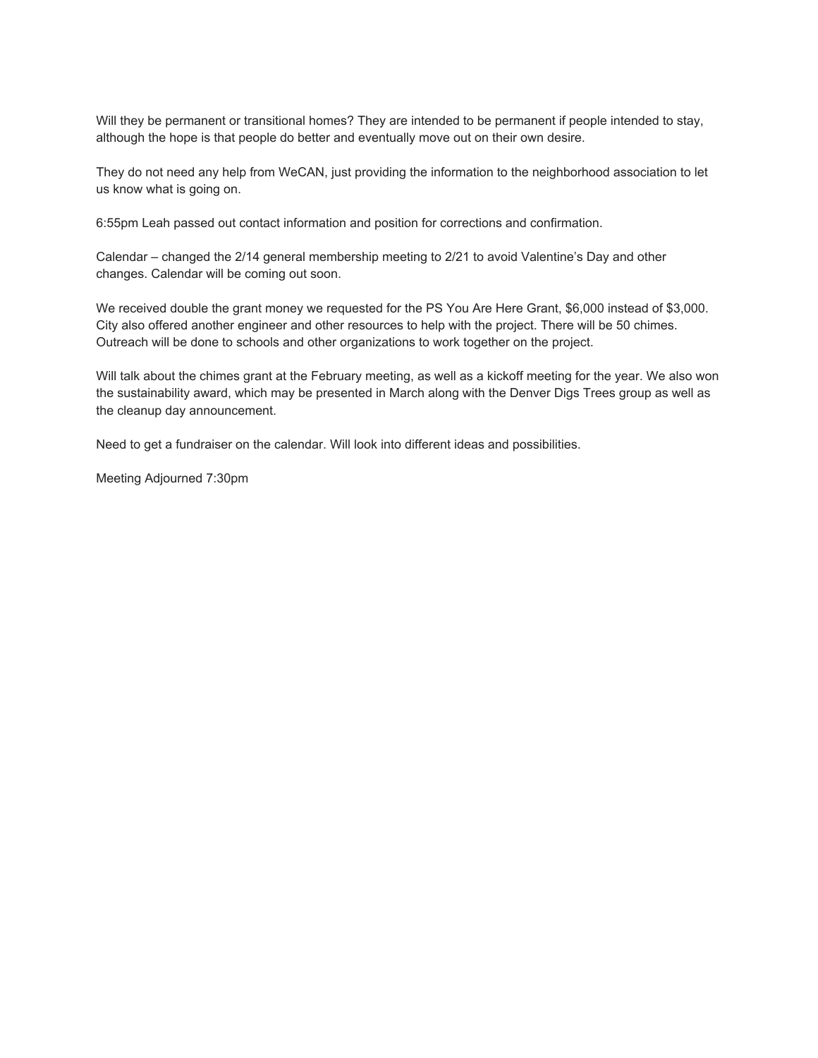Will they be permanent or transitional homes? They are intended to be permanent if people intended to stay, although the hope is that people do better and eventually move out on their own desire.

They do not need any help from WeCAN, just providing the information to the neighborhood association to let us know what is going on.

6:55pm Leah passed out contact information and position for corrections and confirmation.

Calendar – changed the 2/14 general membership meeting to 2/21 to avoid Valentine's Day and other changes. Calendar will be coming out soon.

We received double the grant money we requested for the PS You Are Here Grant, $6,000 instead of $3,000. City also offered another engineer and other resources to help with the project. There will be 50 chimes. Outreach will be done to schools and other organizations to work together on the project.

Will talk about the chimes grant at the February meeting, as well as a kickoff meeting for the year. We also won the sustainability award, which may be presented in March along with the Denver Digs Trees group as well as the cleanup day announcement.

Need to get a fundraiser on the calendar. Will look into different ideas and possibilities.

Meeting Adjourned 7:30pm